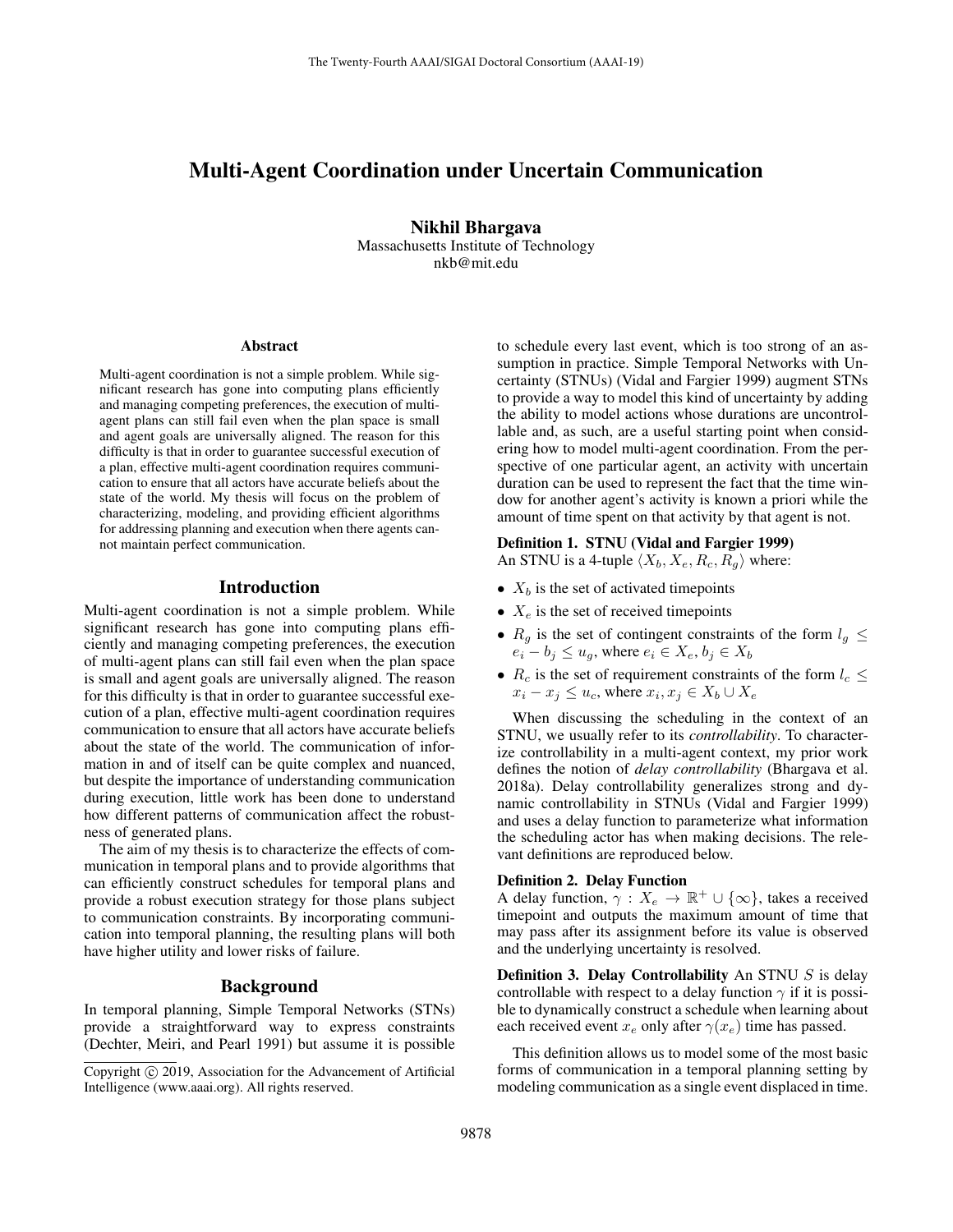# Multi-Agent Coordination under Uncertain Communication

**Nikhil Bhargava**
Massachusetts Institute of Technology
nkb@mit.edu

## Abstract

Multi-agent coordination is not a simple problem. While significant research has gone into computing plans efficiently and managing competing preferences, the execution of multi-agent plans can still fail even when the plan space is small and agent goals are universally aligned. The reason for this difficulty is that in order to guarantee successful execution of a plan, effective multi-agent coordination requires communication to ensure that all actors have accurate beliefs about the state of the world. My thesis will focus on the problem of characterizing, modeling, and providing efficient algorithms for addressing planning and execution when there agents cannot maintain perfect communication.

## Introduction

Multi-agent coordination is not a simple problem. While significant research has gone into computing plans efficiently and managing competing preferences, the execution of multi-agent plans can still fail even when the plan space is small and agent goals are universally aligned. The reason for this difficulty is that in order to guarantee successful execution of a plan, effective multi-agent coordination requires communication to ensure that all actors have accurate beliefs about the state of the world. The communication of information in and of itself can be quite complex and nuanced, but despite the importance of understanding communication during execution, little work has been done to understand how different patterns of communication affect the robustness of generated plans.

The aim of my thesis is to characterize the effects of communication in temporal plans and to provide algorithms that can efficiently construct schedules for temporal plans and provide a robust execution strategy for those plans subject to communication constraints. By incorporating communication into temporal planning, the resulting plans will both have higher utility and lower risks of failure.

## Background

In temporal planning, Simple Temporal Networks (STNs) provide a straightforward way to express constraints (Dechter, Meiri, and Pearl 1991) but assume it is possible to schedule every last event, which is too strong of an assumption in practice. Simple Temporal Networks with Uncertainty (STNUs) (Vidal and Fargier 1999) augment STNs to provide a way to model this kind of uncertainty by adding the ability to model actions whose durations are uncontrollable and, as such, are a useful starting point when considering how to model multi-agent coordination. From the perspective of one particular agent, an activity with uncertain duration can be used to represent the fact that the time window for another agent's activity is known a priori while the amount of time spent on that activity by that agent is not.

**Definition 1. STNU (Vidal and Fargier 1999)**
An STNU is a 4-tuple $\langle X_b, X_e, R_c, R_g \rangle$ where:

- $X_b$ is the set of activated timepoints
- $X_e$ is the set of received timepoints
- $R_g$ is the set of contingent constraints of the form $l_g \leq e_i - b_j \leq u_g$, where $e_i \in X_e, b_j \in X_b$
- $R_c$ is the set of requirement constraints of the form $l_c \leq x_i - x_j \leq u_c$, where $x_i, x_j \in X_b \cup X_e$

When discussing the scheduling in the context of an STNU, we usually refer to its *controllability*. To characterize controllability in a multi-agent context, my prior work defines the notion of *delay controllability* (Bhargava et al. 2018a). Delay controllability generalizes strong and dynamic controllability in STNUs (Vidal and Fargier 1999) and uses a delay function to parameterize what information the scheduling actor has when making decisions. The relevant definitions are reproduced below.

**Definition 2. Delay Function**
A delay function, $\gamma : X_e \rightarrow \mathbb{R}^+ \cup \{\infty\}$, takes a received timepoint and outputs the maximum amount of time that may pass after its assignment before its value is observed and the underlying uncertainty is resolved.

**Definition 3. Delay Controllability** An STNU $S$ is delay controllable with respect to a delay function $\gamma$ if it is possible to dynamically construct a schedule when learning about each received event $x_e$ only after $\gamma(x_e)$ time has passed.

This definition allows us to model some of the most basic forms of communication in a temporal planning setting by modeling communication as a single event displaced in time.

Copyright © 2019, Association for the Advancement of Artificial Intelligence (www.aaai.org). All rights reserved.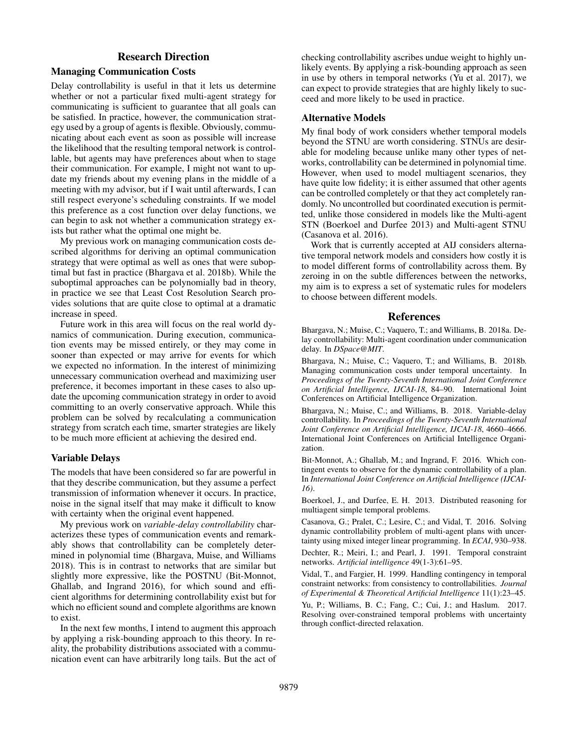## Research Direction

### Managing Communication Costs

Delay controllability is useful in that it lets us determine whether or not a particular fixed multi-agent strategy for communicating is sufficient to guarantee that all goals can be satisfied. In practice, however, the communication strategy used by a group of agents is flexible. Obviously, communicating about each event as soon as possible will increase the likelihood that the resulting temporal network is controllable, but agents may have preferences about when to stage their communication. For example, I might not want to update my friends about my evening plans in the middle of a meeting with my advisor, but if I wait until afterwards, I can still respect everyone's scheduling constraints. If we model this preference as a cost function over delay functions, we can begin to ask not whether a communication strategy exists but rather what the optimal one might be.

My previous work on managing communication costs described algorithms for deriving an optimal communication strategy that were optimal as well as ones that were suboptimal but fast in practice (Bhargava et al. 2018b). While the suboptimal approaches can be polynomially bad in theory, in practice we see that Least Cost Resolution Search provides solutions that are quite close to optimal at a dramatic increase in speed.

Future work in this area will focus on the real world dynamics of communication. During execution, communication events may be missed entirely, or they may come in sooner than expected or may arrive for events for which we expected no information. In the interest of minimizing unnecessary communication overhead and maximizing user preference, it becomes important in these cases to also update the upcoming communication strategy in order to avoid committing to an overly conservative approach. While this problem can be solved by recalculating a communication strategy from scratch each time, smarter strategies are likely to be much more efficient at achieving the desired end.

### Variable Delays

The models that have been considered so far are powerful in that they describe communication, but they assume a perfect transmission of information whenever it occurs. In practice, noise in the signal itself that may make it difficult to know with certainty when the original event happened.

My previous work on *variable-delay controllability* characterizes these types of communication events and remarkably shows that controllability can be completely determined in polynomial time (Bhargava, Muise, and Williams 2018). This is in contrast to networks that are similar but slightly more expressive, like the POSTNU (Bit-Monnot, Ghallab, and Ingrand 2016), for which sound and efficient algorithms for determining controllability exist but for which no efficient sound and complete algorithms are known to exist.

In the next few months, I intend to augment this approach by applying a risk-bounding approach to this theory. In reality, the probability distributions associated with a communication event can have arbitrarily long tails. But the act of checking controllability ascribes undue weight to highly unlikely events. By applying a risk-bounding approach as seen in use by others in temporal networks (Yu et al. 2017), we can expect to provide strategies that are highly likely to succeed and more likely to be used in practice.

### Alternative Models

My final body of work considers whether temporal models beyond the STNU are worth considering. STNUs are desirable for modeling because unlike many other types of networks, controllability can be determined in polynomial time. However, when used to model multiagent scenarios, they have quite low fidelity; it is either assumed that other agents can be controlled completely or that they act completely randomly. No uncontrolled but coordinated execution is permitted, unlike those considered in models like the Multi-agent STN (Boerkoel and Durfee 2013) and Multi-agent STNU (Casanova et al. 2016).

Work that is currently accepted at AIJ considers alternative temporal network models and considers how costly it is to model different forms of controllability across them. By zeroing in on the subtle differences between the networks, my aim is to express a set of systematic rules for modelers to choose between different models.

## References

Bhargava, N.; Muise, C.; Vaquero, T.; and Williams, B. 2018a. Delay controllability: Multi-agent coordination under communication delay. In *DSpace@MIT*.

Bhargava, N.; Muise, C.; Vaquero, T.; and Williams, B. 2018b. Managing communication costs under temporal uncertainty. In *Proceedings of the Twenty-Seventh International Joint Conference on Artificial Intelligence, IJCAI-18*, 84–90. International Joint Conferences on Artificial Intelligence Organization.

Bhargava, N.; Muise, C.; and Williams, B. 2018. Variable-delay controllability. In *Proceedings of the Twenty-Seventh International Joint Conference on Artificial Intelligence, IJCAI-18*, 4660–4666. International Joint Conferences on Artificial Intelligence Organization.

Bit-Monnot, A.; Ghallab, M.; and Ingrand, F. 2016. Which contingent events to observe for the dynamic controllability of a plan. In *International Joint Conference on Artificial Intelligence (IJCAI-16)*.

Boerkoel, J., and Durfee, E. H. 2013. Distributed reasoning for multiagent simple temporal problems.

Casanova, G.; Pralet, C.; Lesire, C.; and Vidal, T. 2016. Solving dynamic controllability problem of multi-agent plans with uncertainty using mixed integer linear programming. In *ECAI*, 930–938.

Dechter, R.; Meiri, I.; and Pearl, J. 1991. Temporal constraint networks. *Artificial intelligence* 49(1-3):61–95.

Vidal, T., and Fargier, H. 1999. Handling contingency in temporal constraint networks: from consistency to controllabilities. *Journal of Experimental & Theoretical Artificial Intelligence* 11(1):23–45.

Yu, P.; Williams, B. C.; Fang, C.; Cui, J.; and Haslum. 2017. Resolving over-constrained temporal problems with uncertainty through conflict-directed relaxation.